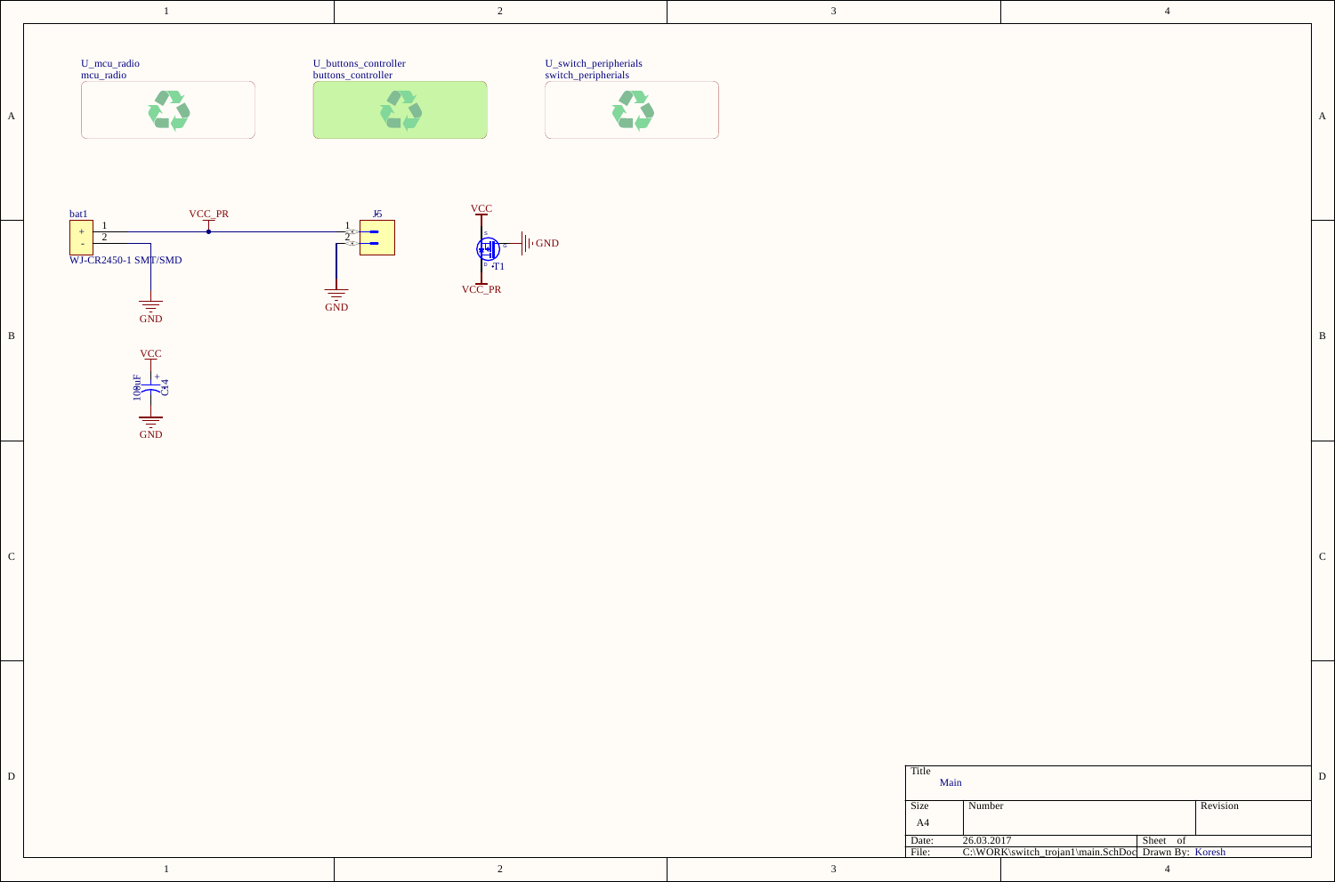U_mcu_radio
mcu_radio

U_buttons_controller
buttons_controller

U_switch_peripherials
switch_peripherials

bat1

VCC_PR

J6

VCC

GND

T1

VCC_PR

WJ-CR2450-1 SMT/SMD

GND

GND

VCC

100uF

C14

GND

| | | | |
|---|---|---|---|
| Title | Main | | |
| Size | Number | | Revision |
| A4 | | | |
| Date: | 26.03.2017 | Sheet of | |
| File: | C:\WORK\switch_trojan1\main.SchDoc | Drawn By: Koresh | |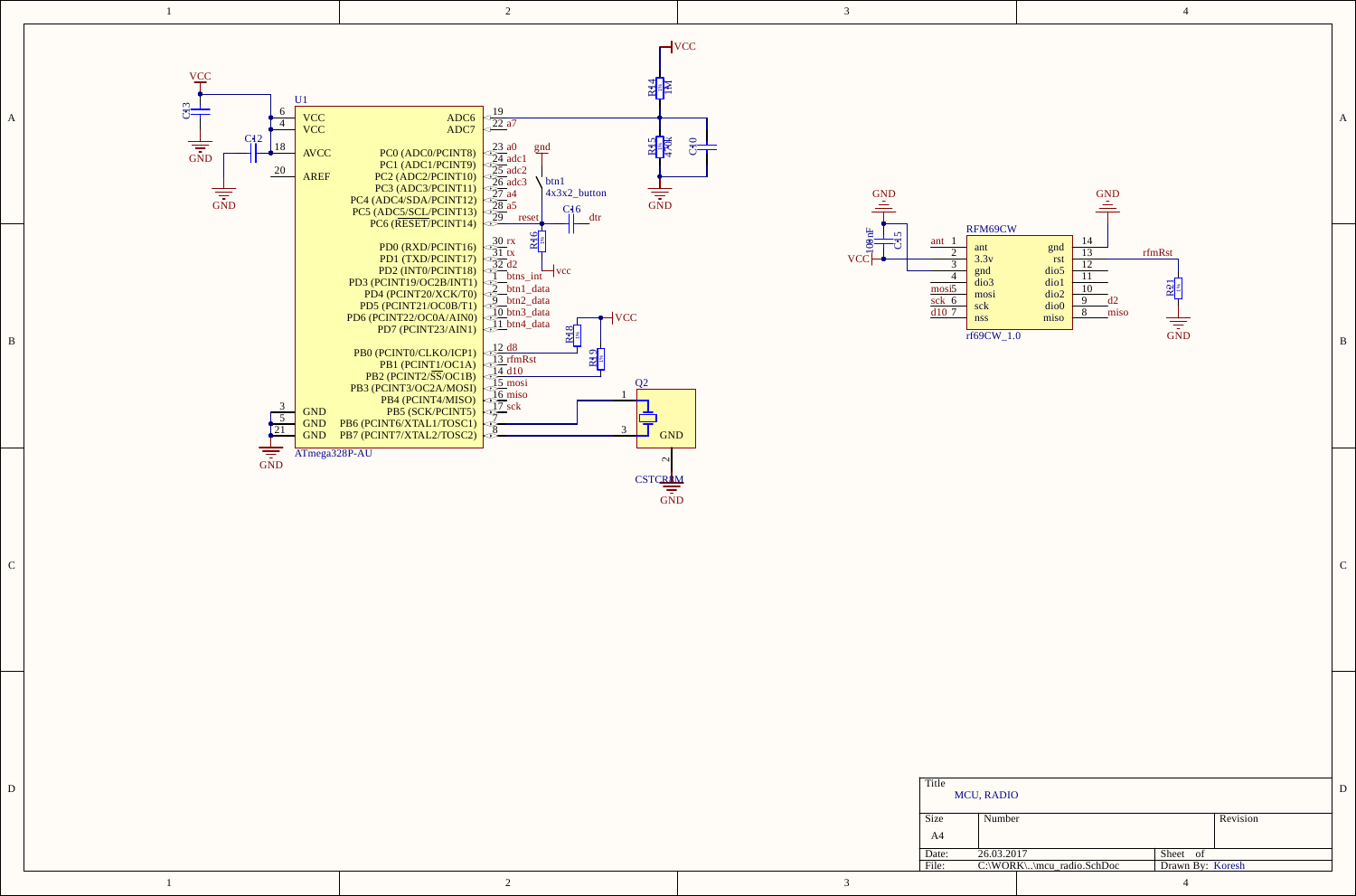VCC

C43

GND

C42

GND

U1

| Pin | Name |
| --- | --- |
| 6 | VCC |
| 4 | VCC |
| 18 | AVCC |
| 20 | AREF |
| 3 | GND |
| 5 | GND |
| 21 | GND |

ATmega328P-AU

| Pin name | Pin | Net |
| --- | --- | --- |
| ADC6 | 19 | |
| ADC7 | 22 | a7 |
| PC0 (ADC0/PCINT8) | 23 | a0 |
| PC1 (ADC1/PCINT9) | 24 | adc1 |
| PC2 (ADC2/PCINT10) | 25 | adc2 |
| PC3 (ADC3/PCINT11) | 26 | adc3 |
| PC4 (ADC4/SDA/PCINT12) | 27 | a4 |
| PC5 (ADC5/SCL/PCINT13) | 28 | a5 |
| PC6 (RESET/PCINT14) | 29 | reset |
| PD0 (RXD/PCINT16) | 30 | rx |
| PD1 (TXD/PCINT17) | 31 | tx |
| PD2 (INT0/PCINT18) | 32 | d2 |
| PD3 (PCINT19/OC2B/INT1) | 1 | btns_int |
| PD4 (PCINT20/XCK/T0) | 2 | btn1_data |
| PD5 (PCINT21/OC0B/T1) | 9 | btn2_data |
| PD6 (PCINT22/OC0A/AIN0) | 10 | btn3_data |
| PD7 (PCINT23/AIN1) | 11 | btn4_data |
| PB0 (PCINT0/CLKO/ICP1) | 12 | d8 |
| PB1 (PCINT1/OC1A) | 13 | rfmRst |
| PB2 (PCINT2/SS/OC1B) | 14 | d10 |
| PB3 (PCINT3/OC2A/MOSI) | 15 | mosi |
| PB4 (PCINT4/MISO) | 16 | miso |
| PB5 (SCK/PCINT5) | 17 | sck |
| PB6 (PCINT6/XTAL1/TOSC1) | 7 | |
| PB7 (PCINT7/XTAL2/TOSC2) | 8 | |

VCC

R44 1M

R45 470k

C40

GND

gnd

btn1

4x3x2_button

C46

dtr

R46

vcc

VCC

R48

R49

Q2

1

3

GND

2

CSTCR4M

GND

GND

100nF

C45

VCC

RFM69CW

| Net | Pin | Name | Name | Pin | Net |
| --- | --- | --- | --- | --- | --- |
| ant | 1 | ant | gnd | 14 | |
| | 2 | 3.3v | rst | 13 | rfmRst |
| | 3 | gnd | dio5 | 12 | |
| | 4 | dio3 | dio1 | 11 | |
| mosi | 5 | mosi | dio2 | 10 | |
| sck | 6 | sck | dio0 | 9 | d2 |
| d10 | 7 | nss | miso | 8 | miso |

rf69CW_1.0

GND

R21

GND

| Title | MCU, RADIO | | |
| --- | --- | --- | --- |
| Size | Number | | Revision |
| A4 | | | |
| Date: | 26.03.2017 | Sheet of | |
| File: | C:\WORK\..\mcu_radio.SchDoc | Drawn By: Koresh | |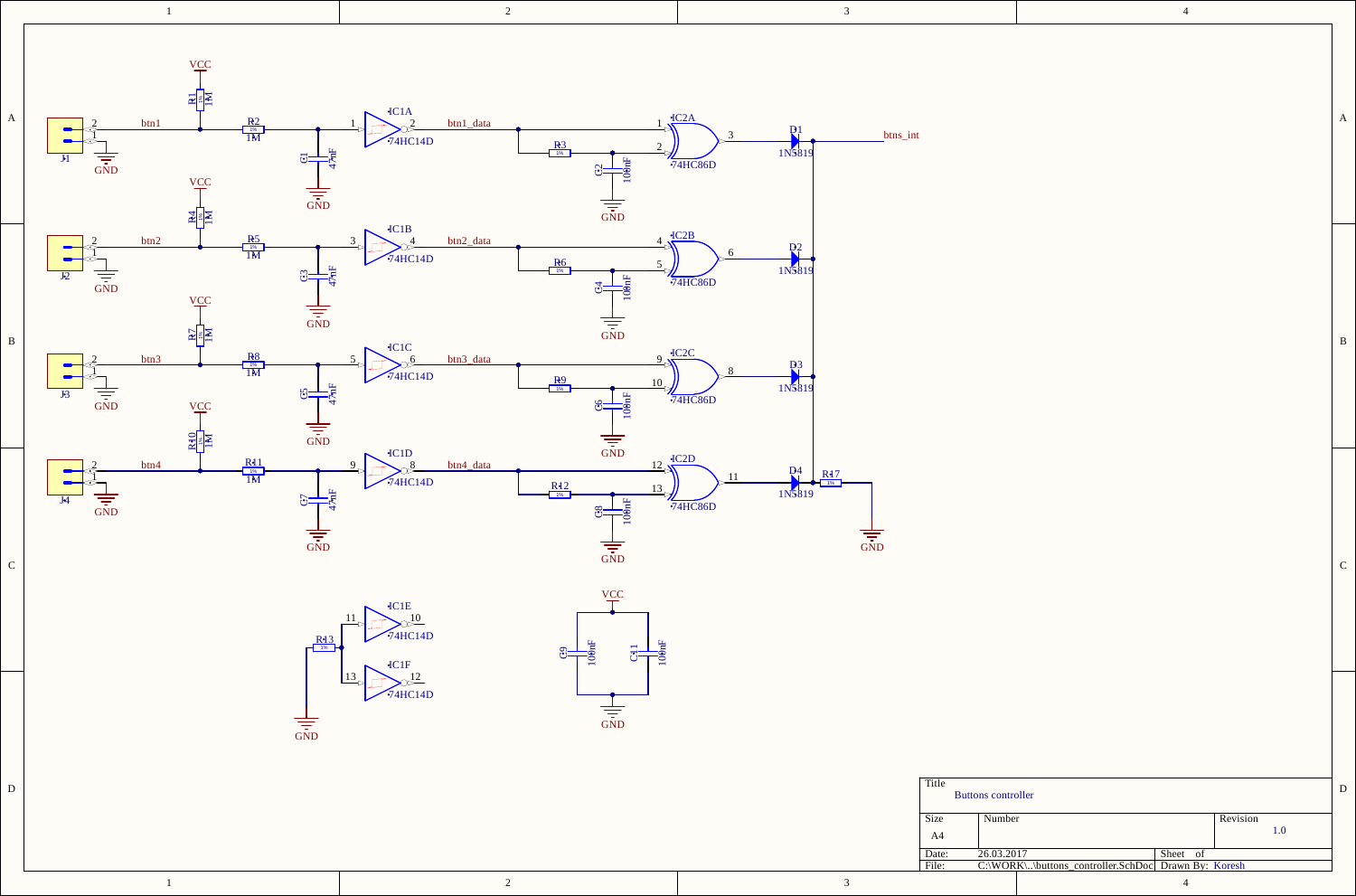1 2 3 4

A

B

C

D

VCC

R1 1M

J1

2

1

btn1

GND

R2 1M

C1 47nF

GND

1

IC1A

2

74HC14D

btn1_data

R3

C2 100nF

GND

1

2

IC2A

3

74HC86D

D1 1N5819

btns_int

VCC

R4 1M

J2

2

1

btn2

GND

R5 1M

C3 47nF

GND

3

IC1B

4

74HC14D

btn2_data

R6

C4 100nF

GND

4

5

IC2B

6

74HC86D

D2 1N5819

VCC

R7 1M

J3

2

1

btn3

GND

R8 1M

C5 47nF

GND

5

IC1C

6

74HC14D

btn3_data

R9

C6 100nF

GND

9

10

IC2C

8

74HC86D

D3 1N5819

VCC

R10 1M

J4

2

1

btn4

GND

R11 1M

C7 47nF

GND

9

IC1D

8

74HC14D

btn4_data

R12

C8 100nF

GND

12

13

IC2D

11

74HC86D

D4 1N5819

R17

GND

11

IC1E

10

74HC14D

R13

13

IC1F

12

74HC14D

GND

VCC

C9 100nF

C11 100nF

GND

| | | | |
|---|---|---|---|
| Title | Buttons controller | | |
| Size A4 | Number | | Revision 1.0 |
| Date: | 26.03.2017 | Sheet of | |
| File: | C:\WORK\..\buttons_controller.SchDoc | Drawn By: Koresh | |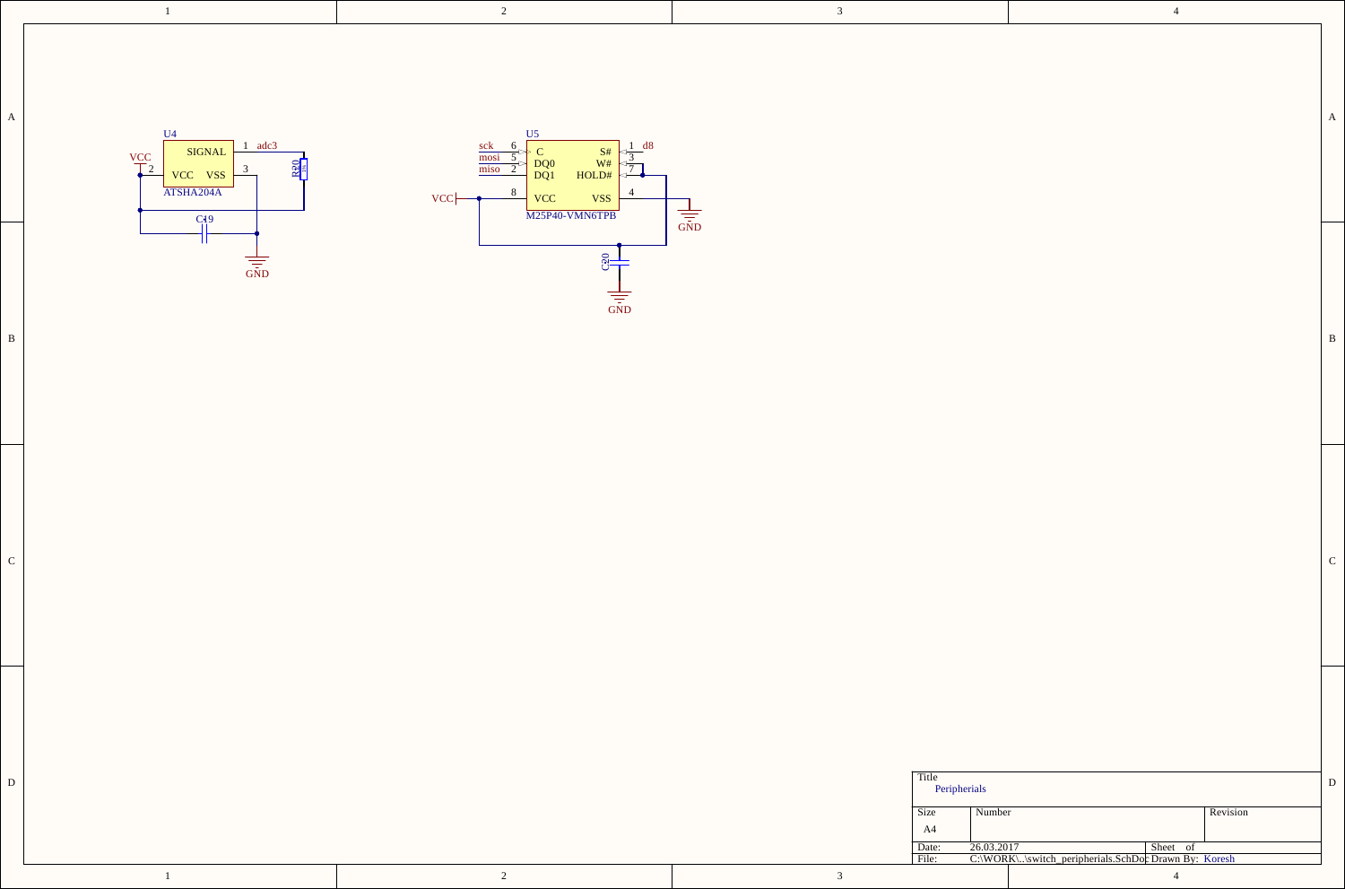U4

SIGNAL 1 adc3

VCC 2 VCC VSS 3

ATSHA204A

R20

C19

GND

U5

sck 6 C

mosi 5 DQ0

miso 2 DQ1

S# 1 d8

W# 3

HOLD# 7

VCC 8 VCC VSS 4

M25P40-VMN6TPB

GND

C20

GND

| | | |
|---|---|---|
| Title: Peripherials | | |
| Size: A4 | Number | Revision |
| Date: 26.03.2017 | | Sheet of |
| File: C:\WORK\..\switch_peripherials.SchDoc | | Drawn By: Koresh |